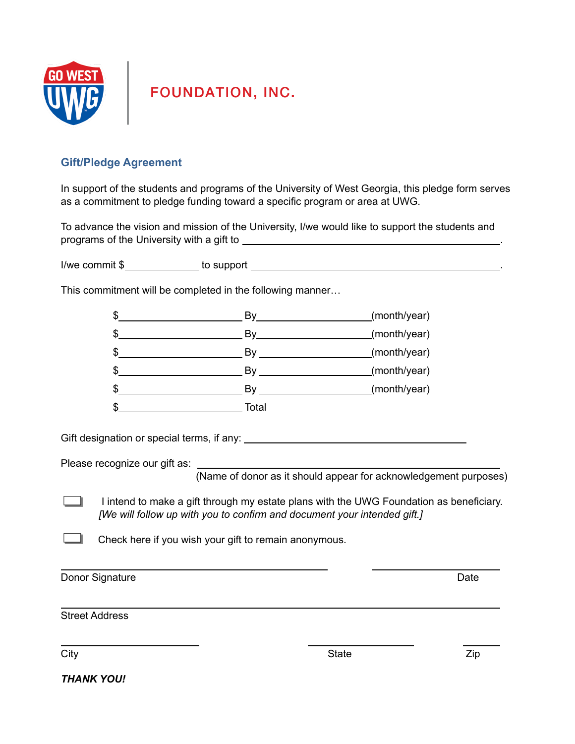GO WEST UWG | FOUNDATION, INC.

## Gift/Pledge Agreement

In support of the students and programs of the University of West Georgia, this pledge form serves as a commitment to pledge funding toward a specific program or area at UWG.

To advance the vision and mission of the University, I/we would like to support the students and programs of the University with a gift to \_\_\_\_\_\_\_\_\_\_\_\_\_\_\_\_\_\_\_\_\_\_\_\_\_\_\_\_\_\_\_\_\_\_\_\_\_\_\_\_.

I/we commit $\_\_\_\_\_\_\_\_\_\_\_\_ to support \_\_\_\_\_\_\_\_\_\_\_\_\_\_\_\_\_\_\_\_\_\_\_\_\_\_\_\_\_\_\_\_\_\_\_\_\_\_\_\_.

This commitment will be completed in the following manner…

$\_\_\_\_\_\_\_\_\_\_\_\_\_\_\_\_\_\_\_\_ By\_\_\_\_\_\_\_\_\_\_\_\_\_\_\_\_\_\_(month/year)

$\_\_\_\_\_\_\_\_\_\_\_\_\_\_\_\_\_\_\_\_ By\_\_\_\_\_\_\_\_\_\_\_\_\_\_\_\_\_\_(month/year)

$\_\_\_\_\_\_\_\_\_\_\_\_\_\_\_\_\_\_\_\_ By \_\_\_\_\_\_\_\_\_\_\_\_\_\_\_\_\_\_(month/year)

$\_\_\_\_\_\_\_\_\_\_\_\_\_\_\_\_\_\_\_\_ By \_\_\_\_\_\_\_\_\_\_\_\_\_\_\_\_\_\_(month/year)

$\_\_\_\_\_\_\_\_\_\_\_\_\_\_\_\_\_\_\_\_ By \_\_\_\_\_\_\_\_\_\_\_\_\_\_\_\_\_\_(month/year)

$\_\_\_\_\_\_\_\_\_\_\_\_\_\_\_\_\_\_\_\_ Total

Gift designation or special terms, if any: \_\_\_\_\_\_\_\_\_\_\_\_\_\_\_\_\_\_\_\_\_\_\_\_\_\_\_\_\_\_\_\_\_\_\_\_

Please recognize our gift as: \_\_\_\_\_\_\_\_\_\_\_\_\_\_\_\_\_\_\_\_\_\_\_\_\_\_\_\_\_\_\_\_\_\_\_\_\_\_\_\_\_\_
(Name of donor as it should appear for acknowledgement purposes)

☐ I intend to make a gift through my estate plans with the UWG Foundation as beneficiary. *[We will follow up with you to confirm and document your intended gift.]*

☐ Check here if you wish your gift to remain anonymous.

\_\_\_\_\_\_\_\_\_\_\_\_\_\_\_\_\_\_\_\_\_\_\_\_\_\_\_\_\_\_\_\_\_\_\_\_\_\_\_\_\_\_\_\_ \_\_\_\_\_\_\_\_\_\_\_\_\_\_\_\_\_\_\_\_
Donor Signature Date

\_\_\_\_\_\_\_\_\_\_\_\_\_\_\_\_\_\_\_\_\_\_\_\_\_\_\_\_\_\_\_\_\_\_\_\_\_\_\_\_\_\_\_\_\_\_\_\_\_\_\_\_\_\_\_\_\_\_\_\_\_\_\_\_\_\_\_\_\_\_
Street Address

\_\_\_\_\_\_\_\_\_\_\_\_\_\_\_\_\_\_\_\_\_\_ \_\_\_\_\_\_\_\_\_\_\_\_\_\_\_\_\_ \_\_\_\_\_\_
City State Zip

***THANK YOU!***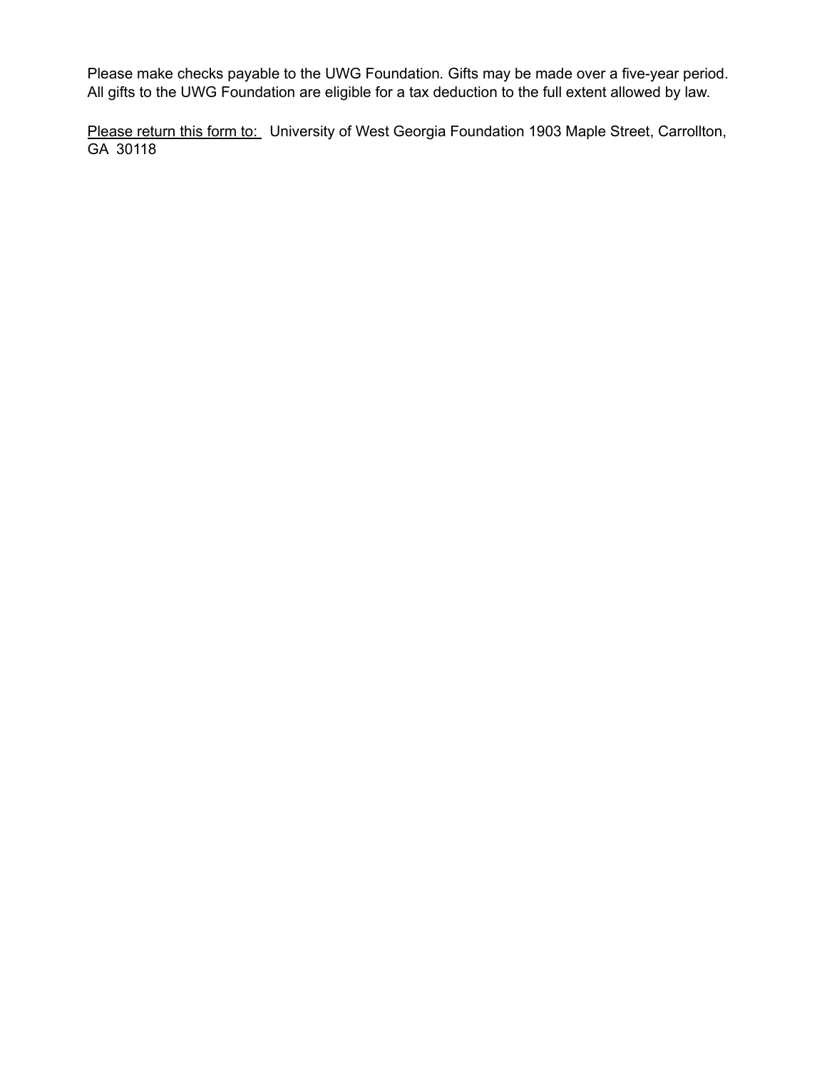Please make checks payable to the UWG Foundation. Gifts may be made over a five-year period. All gifts to the UWG Foundation are eligible for a tax deduction to the full extent allowed by law.

Please return this form to: University of West Georgia Foundation 1903 Maple Street, Carrollton, GA 30118